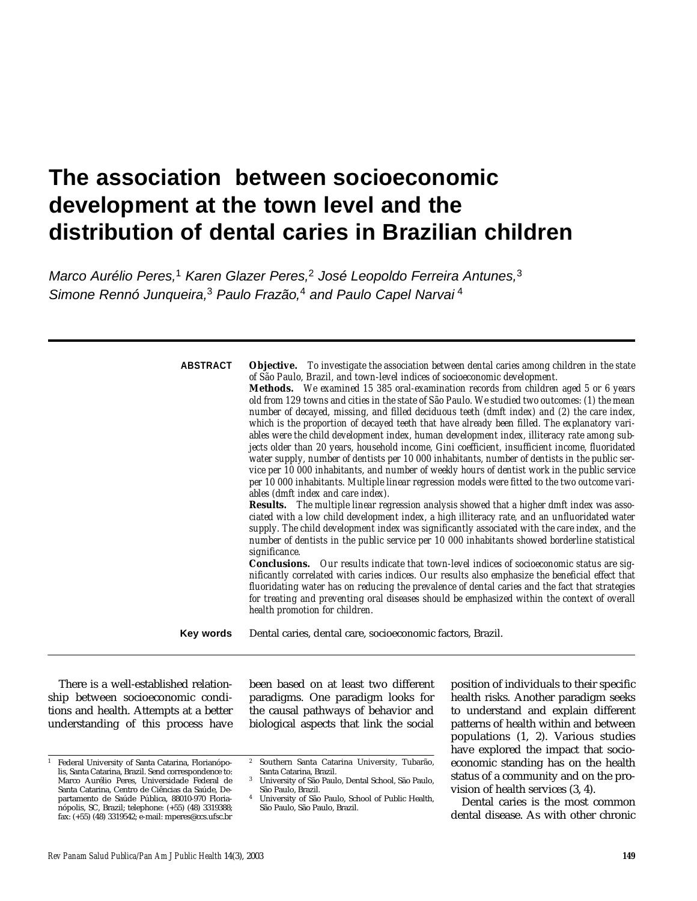# The association between socioeconomic development at the town level and the distribution of dental caries in Brazilian children

*Marco Aurélio Peres,*[1] *Karen Glazer Peres,*[2] *José Leopoldo Ferreira Antunes,*[3] *Simone Rennó Junqueira,*[3] *Paulo Frazão,*[4] *and Paulo Capel Narvai*[4]

---

**ABSTRACT**

***Objective.*** *To investigate the association between dental caries among children in the state of São Paulo, Brazil, and town-level indices of socioeconomic development.*

***Methods.*** *We examined 15 385 oral-examination records from children aged 5 or 6 years old from 129 towns and cities in the state of São Paulo. We studied two outcomes: (1) the mean number of decayed, missing, and filled deciduous teeth (dmft index) and (2) the care index, which is the proportion of decayed teeth that have already been filled. The explanatory variables were the child development index, human development index, illiteracy rate among subjects older than 20 years, household income, Gini coefficient, insufficient income, fluoridated water supply, number of dentists per 10 000 inhabitants, number of dentists in the public service per 10 000 inhabitants, and number of weekly hours of dentist work in the public service per 10 000 inhabitants. Multiple linear regression models were fitted to the two outcome variables (dmft index and care index).*

***Results.*** *The multiple linear regression analysis showed that a higher dmft index was associated with a low child development index, a high illiteracy rate, and an unfluoridated water supply. The child development index was significantly associated with the care index, and the number of dentists in the public service per 10 000 inhabitants showed borderline statistical significance.*

***Conclusions.*** *Our results indicate that town-level indices of socioeconomic status are significantly correlated with caries indices. Our results also emphasize the beneficial effect that fluoridating water has on reducing the prevalence of dental caries and the fact that strategies for treating and preventing oral diseases should be emphasized within the context of overall health promotion for children.*

**Key words** Dental caries, dental care, socioeconomic factors, Brazil.

---

There is a well-established relationship between socioeconomic conditions and health. Attempts at a better understanding of this process have been based on at least two different paradigms. One paradigm looks for the causal pathways of behavior and biological aspects that link the social position of individuals to their specific health risks. Another paradigm seeks to understand and explain different patterns of health within and between populations (1, 2). Various studies have explored the impact that socioeconomic standing has on the health status of a community and on the provision of health services (3, 4).

Dental caries is the most common dental disease. As with other chronic

---

[1] Federal University of Santa Catarina, Florianópolis, Santa Catarina, Brazil. Send correspondence to: Marco Aurélio Peres, Universidade Federal de Santa Catarina, Centro de Ciências da Saúde, Departamento de Saúde Pública, 88010-970 Florianópolis, SC, Brazil; telephone: (+55) (48) 3319388; fax: (+55) (48) 3319542; e-mail: mperes@ccs.ufsc.br

[2] Southern Santa Catarina University, Tubarão, Santa Catarina, Brazil.

[3] University of São Paulo, Dental School, São Paulo, São Paulo, Brazil.

[4] University of São Paulo, School of Public Health, São Paulo, São Paulo, Brazil.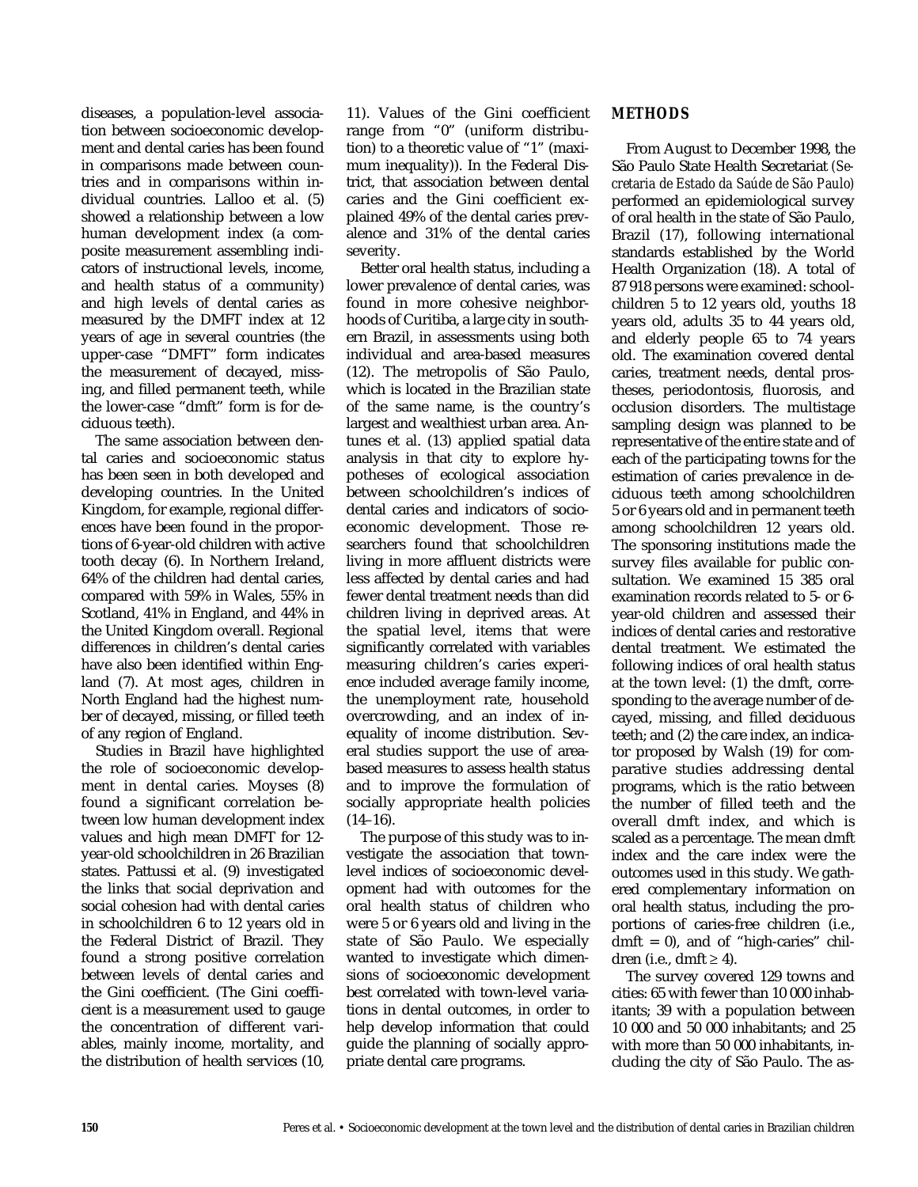diseases, a population-level association between socioeconomic development and dental caries has been found in comparisons made between countries and in comparisons within individual countries. Lalloo et al. (5) showed a relationship between a low human development index (a composite measurement assembling indicators of instructional levels, income, and health status of a community) and high levels of dental caries as measured by the DMFT index at 12 years of age in several countries (the upper-case "DMFT" form indicates the measurement of decayed, missing, and filled permanent teeth, while the lower-case "dmft" form is for deciduous teeth).

The same association between dental caries and socioeconomic status has been seen in both developed and developing countries. In the United Kingdom, for example, regional differences have been found in the proportions of 6-year-old children with active tooth decay (6). In Northern Ireland, 64% of the children had dental caries, compared with 59% in Wales, 55% in Scotland, 41% in England, and 44% in the United Kingdom overall. Regional differences in children's dental caries have also been identified within England (7). At most ages, children in North England had the highest number of decayed, missing, or filled teeth of any region of England.

Studies in Brazil have highlighted the role of socioeconomic development in dental caries. Moyses (8) found a significant correlation between low human development index values and high mean DMFT for 12-year-old schoolchildren in 26 Brazilian states. Pattussi et al. (9) investigated the links that social deprivation and social cohesion had with dental caries in schoolchildren 6 to 12 years old in the Federal District of Brazil. They found a strong positive correlation between levels of dental caries and the Gini coefficient. (The Gini coefficient is a measurement used to gauge the concentration of different variables, mainly income, mortality, and the distribution of health services (10, 11). Values of the Gini coefficient range from "0" (uniform distribution) to a theoretic value of "1" (maximum inequality)). In the Federal District, that association between dental caries and the Gini coefficient explained 49% of the dental caries prevalence and 31% of the dental caries severity.

Better oral health status, including a lower prevalence of dental caries, was found in more cohesive neighborhoods of Curitiba, a large city in southern Brazil, in assessments using both individual and area-based measures (12). The metropolis of São Paulo, which is located in the Brazilian state of the same name, is the country's largest and wealthiest urban area. Antunes et al. (13) applied spatial data analysis in that city to explore hypotheses of ecological association between schoolchildren's indices of dental caries and indicators of socioeconomic development. Those researchers found that schoolchildren living in more affluent districts were less affected by dental caries and had fewer dental treatment needs than did children living in deprived areas. At the spatial level, items that were significantly correlated with variables measuring children's caries experience included average family income, the unemployment rate, household overcrowding, and an index of inequality of income distribution. Several studies support the use of area-based measures to assess health status and to improve the formulation of socially appropriate health policies (14–16).

The purpose of this study was to investigate the association that town-level indices of socioeconomic development had with outcomes for the oral health status of children who were 5 or 6 years old and living in the state of São Paulo. We especially wanted to investigate which dimensions of socioeconomic development best correlated with town-level variations in dental outcomes, in order to help develop information that could guide the planning of socially appropriate dental care programs.

## METHODS

From August to December 1998, the São Paulo State Health Secretariat (*Secretaria de Estado da Saúde de São Paulo*) performed an epidemiological survey of oral health in the state of São Paulo, Brazil (17), following international standards established by the World Health Organization (18). A total of 87 918 persons were examined: schoolchildren 5 to 12 years old, youths 18 years old, adults 35 to 44 years old, and elderly people 65 to 74 years old. The examination covered dental caries, treatment needs, dental prostheses, periodontosis, fluorosis, and occlusion disorders. The multistage sampling design was planned to be representative of the entire state and of each of the participating towns for the estimation of caries prevalence in deciduous teeth among schoolchildren 5 or 6 years old and in permanent teeth among schoolchildren 12 years old. The sponsoring institutions made the survey files available for public consultation. We examined 15 385 oral examination records related to 5- or 6-year-old children and assessed their indices of dental caries and restorative dental treatment. We estimated the following indices of oral health status at the town level: (1) the dmft, corresponding to the average number of decayed, missing, and filled deciduous teeth; and (2) the care index, an indicator proposed by Walsh (19) for comparative studies addressing dental programs, which is the ratio between the number of filled teeth and the overall dmft index, and which is scaled as a percentage. The mean dmft index and the care index were the outcomes used in this study. We gathered complementary information on oral health status, including the proportions of caries-free children (i.e., dmft = 0), and of "high-caries" children (i.e., dmft ≥ 4).

The survey covered 129 towns and cities: 65 with fewer than 10 000 inhabitants; 39 with a population between 10 000 and 50 000 inhabitants; and 25 with more than 50 000 inhabitants, including the city of São Paulo. The as-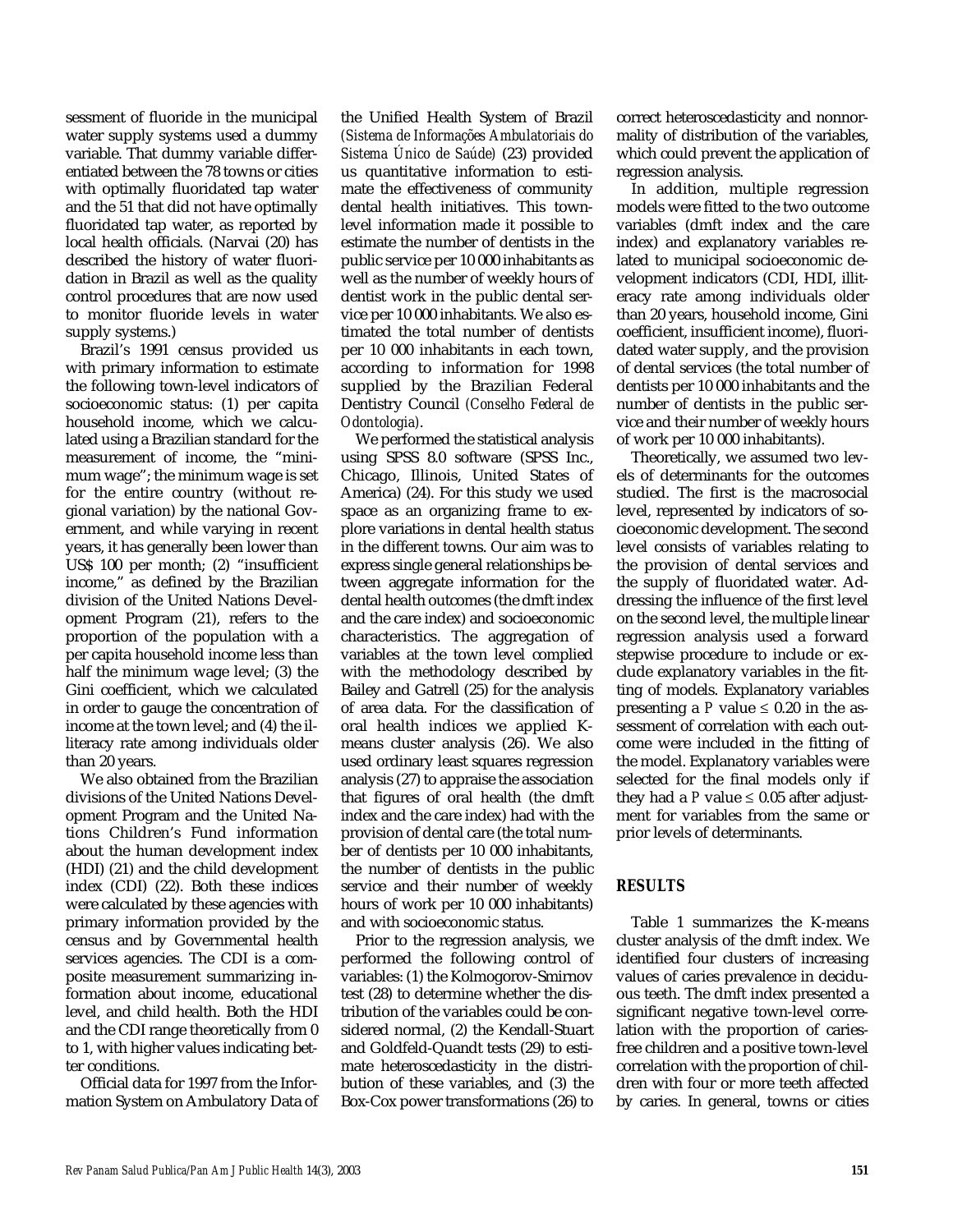sessment of fluoride in the municipal water supply systems used a dummy variable. That dummy variable differentiated between the 78 towns or cities with optimally fluoridated tap water and the 51 that did not have optimally fluoridated tap water, as reported by local health officials. (Narvai (20) has described the history of water fluoridation in Brazil as well as the quality control procedures that are now used to monitor fluoride levels in water supply systems.)

Brazil's 1991 census provided us with primary information to estimate the following town-level indicators of socioeconomic status: (1) per capita household income, which we calculated using a Brazilian standard for the measurement of income, the "minimum wage"; the minimum wage is set for the entire country (without regional variation) by the national Government, and while varying in recent years, it has generally been lower than US$ 100 per month; (2) "insufficient income," as defined by the Brazilian division of the United Nations Development Program (21), refers to the proportion of the population with a per capita household income less than half the minimum wage level; (3) the Gini coefficient, which we calculated in order to gauge the concentration of income at the town level; and (4) the illiteracy rate among individuals older than 20 years.

We also obtained from the Brazilian divisions of the United Nations Development Program and the United Nations Children's Fund information about the human development index (HDI) (21) and the child development index (CDI) (22). Both these indices were calculated by these agencies with primary information provided by the census and by Governmental health services agencies. The CDI is a composite measurement summarizing information about income, educational level, and child health. Both the HDI and the CDI range theoretically from 0 to 1, with higher values indicating better conditions.

Official data for 1997 from the Information System on Ambulatory Data of the Unified Health System of Brazil (*Sistema de Informações Ambulatoriais do Sistema Único de Saúde*) (23) provided us quantitative information to estimate the effectiveness of community dental health initiatives. This town-level information made it possible to estimate the number of dentists in the public service per 10 000 inhabitants as well as the number of weekly hours of dentist work in the public dental service per 10 000 inhabitants. We also estimated the total number of dentists per 10 000 inhabitants in each town, according to information for 1998 supplied by the Brazilian Federal Dentistry Council (*Conselho Federal de Odontologia*).

We performed the statistical analysis using SPSS 8.0 software (SPSS Inc., Chicago, Illinois, United States of America) (24). For this study we used space as an organizing frame to explore variations in dental health status in the different towns. Our aim was to express single general relationships between aggregate information for the dental health outcomes (the dmft index and the care index) and socioeconomic characteristics. The aggregation of variables at the town level complied with the methodology described by Bailey and Gatrell (25) for the analysis of area data. For the classification of oral health indices we applied K-means cluster analysis (26). We also used ordinary least squares regression analysis (27) to appraise the association that figures of oral health (the dmft index and the care index) had with the provision of dental care (the total number of dentists per 10 000 inhabitants, the number of dentists in the public service and their number of weekly hours of work per 10 000 inhabitants) and with socioeconomic status.

Prior to the regression analysis, we performed the following control of variables: (1) the Kolmogorov-Smirnov test (28) to determine whether the distribution of the variables could be considered normal, (2) the Kendall-Stuart and Goldfeld-Quandt tests (29) to estimate heteroscedasticity in the distribution of these variables, and (3) the Box-Cox power transformations (26) to correct heteroscedasticity and nonnormality of distribution of the variables, which could prevent the application of regression analysis.

In addition, multiple regression models were fitted to the two outcome variables (dmft index and the care index) and explanatory variables related to municipal socioeconomic development indicators (CDI, HDI, illiteracy rate among individuals older than 20 years, household income, Gini coefficient, insufficient income), fluoridated water supply, and the provision of dental services (the total number of dentists per 10 000 inhabitants and the number of dentists in the public service and their number of weekly hours of work per 10 000 inhabitants).

Theoretically, we assumed two levels of determinants for the outcomes studied. The first is the macrosocial level, represented by indicators of socioeconomic development. The second level consists of variables relating to the provision of dental services and the supply of fluoridated water. Addressing the influence of the first level on the second level, the multiple linear regression analysis used a forward stepwise procedure to include or exclude explanatory variables in the fitting of models. Explanatory variables presenting a $P$ value $\leq 0.20$ in the assessment of correlation with each outcome were included in the fitting of the model. Explanatory variables were selected for the final models only if they had a $P$ value $\leq 0.05$ after adjustment for variables from the same or prior levels of determinants.

## RESULTS

Table 1 summarizes the K-means cluster analysis of the dmft index. We identified four clusters of increasing values of caries prevalence in deciduous teeth. The dmft index presented a significant negative town-level correlation with the proportion of caries-free children and a positive town-level correlation with the proportion of children with four or more teeth affected by caries. In general, towns or cities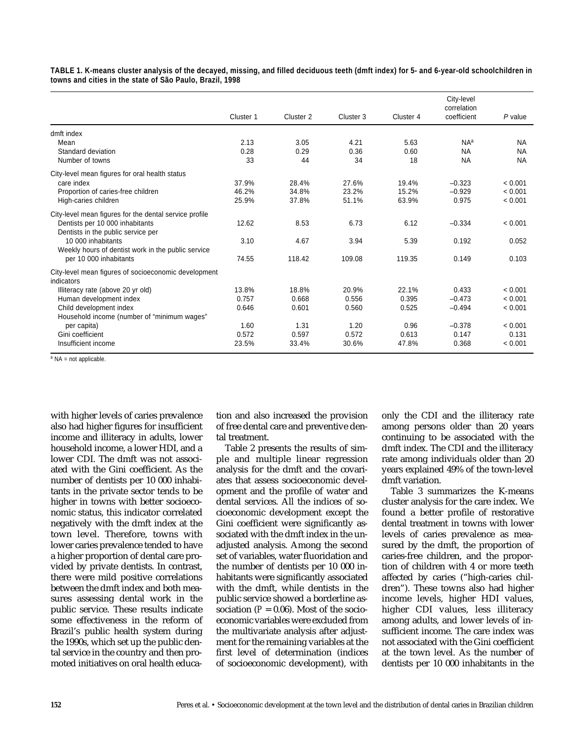**TABLE 1. K-means cluster analysis of the decayed, missing, and filled deciduous teeth (dmft index) for 5- and 6-year-old schoolchildren in towns and cities in the state of São Paulo, Brazil, 1998**

| | Cluster 1 | Cluster 2 | Cluster 3 | Cluster 4 | City-level correlation coefficient | *P* value |
|---|---|---|---|---|---|---|
| dmft index | | | | | | |
| Mean | 2.13 | 3.05 | 4.21 | 5.63 | NA[a] | NA |
| Standard deviation | 0.28 | 0.29 | 0.36 | 0.60 | NA | NA |
| Number of towns | 33 | 44 | 34 | 18 | NA | NA |
| City-level mean figures for oral health status | | | | | | |
| care index | 37.9% | 28.4% | 27.6% | 19.4% | −0.323 | < 0.001 |
| Proportion of caries-free children | 46.2% | 34.8% | 23.2% | 15.2% | −0.929 | < 0.001 |
| High-caries children | 25.9% | 37.8% | 51.1% | 63.9% | 0.975 | < 0.001 |
| City-level mean figures for the dental service profile | | | | | | |
| Dentists per 10 000 inhabitants | 12.62 | 8.53 | 6.73 | 6.12 | −0.334 | < 0.001 |
| Dentists in the public service per 10 000 inhabitants | 3.10 | 4.67 | 3.94 | 5.39 | 0.192 | 0.052 |
| Weekly hours of dentist work in the public service per 10 000 inhabitants | 74.55 | 118.42 | 109.08 | 119.35 | 0.149 | 0.103 |
| City-level mean figures of socioeconomic development indicators | | | | | | |
| Illiteracy rate (above 20 yr old) | 13.8% | 18.8% | 20.9% | 22.1% | 0.433 | < 0.001 |
| Human development index | 0.757 | 0.668 | 0.556 | 0.395 | −0.473 | < 0.001 |
| Child development index | 0.646 | 0.601 | 0.560 | 0.525 | −0.494 | < 0.001 |
| Household income (number of "minimum wages" per capita) | 1.60 | 1.31 | 1.20 | 0.96 | −0.378 | < 0.001 |
| Gini coefficient | 0.572 | 0.597 | 0.572 | 0.613 | 0.147 | 0.131 |
| Insufficient income | 23.5% | 33.4% | 30.6% | 47.8% | 0.368 | < 0.001 |

[a] NA = not applicable.

with higher levels of caries prevalence also had higher figures for insufficient income and illiteracy in adults, lower household income, a lower HDI, and a lower CDI. The dmft was not associated with the Gini coefficient. As the number of dentists per 10 000 inhabitants in the private sector tends to be higher in towns with better socioeconomic status, this indicator correlated negatively with the dmft index at the town level. Therefore, towns with lower caries prevalence tended to have a higher proportion of dental care provided by private dentists. In contrast, there were mild positive correlations between the dmft index and both measures assessing dental work in the public service. These results indicate some effectiveness in the reform of Brazil's public health system during the 1990s, which set up the public dental service in the country and then promoted initiatives on oral health education and also increased the provision of free dental care and preventive dental treatment.

Table 2 presents the results of simple and multiple linear regression analysis for the dmft and the covariates that assess socioeconomic development and the profile of water and dental services. All the indices of socioeconomic development except the Gini coefficient were significantly associated with the dmft index in the unadjusted analysis. Among the second set of variables, water fluoridation and the number of dentists per 10 000 inhabitants were significantly associated with the dmft, while dentists in the public service showed a borderline association ($P = 0.06$). Most of the socioeconomic variables were excluded from the multivariate analysis after adjustment for the remaining variables at the first level of determination (indices of socioeconomic development), with only the CDI and the illiteracy rate among persons older than 20 years continuing to be associated with the dmft index. The CDI and the illiteracy rate among individuals older than 20 years explained 49% of the town-level dmft variation.

Table 3 summarizes the K-means cluster analysis for the care index. We found a better profile of restorative dental treatment in towns with lower levels of caries prevalence as measured by the dmft, the proportion of caries-free children, and the proportion of children with 4 or more teeth affected by caries ("high-caries children"). These towns also had higher income levels, higher HDI values, higher CDI values, less illiteracy among adults, and lower levels of insufficient income. The care index was not associated with the Gini coefficient at the town level. As the number of dentists per 10 000 inhabitants in the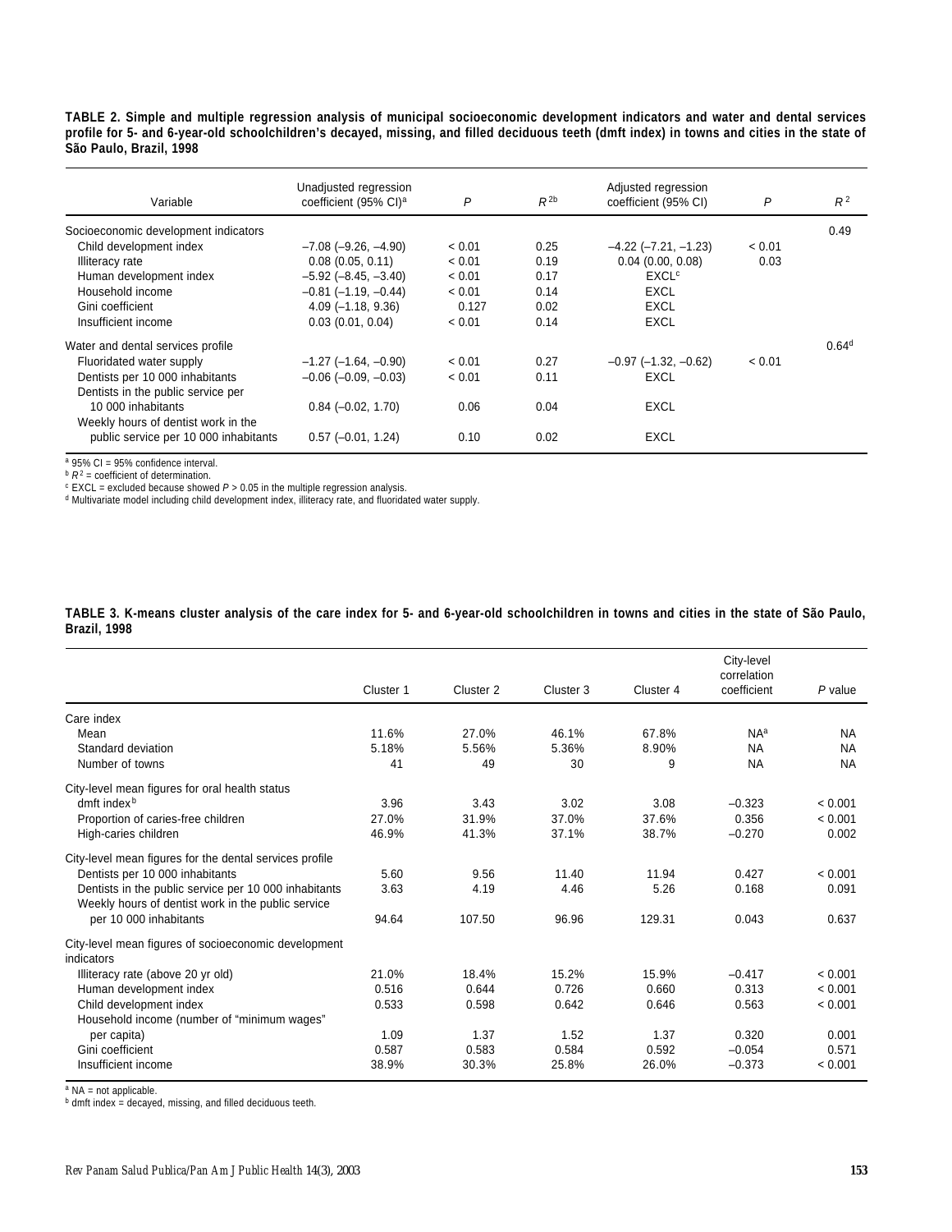**TABLE 2. Simple and multiple regression analysis of municipal socioeconomic development indicators and water and dental services profile for 5- and 6-year-old schoolchildren's decayed, missing, and filled deciduous teeth (dmft index) in towns and cities in the state of São Paulo, Brazil, 1998**

| Variable | Unadjusted regression coefficient (95% CI)[a] | $P$ | $R^2$ [b] | Adjusted regression coefficient (95% CI) | $P$ | $R^2$ |
|---|---|---|---|---|---|---|
| Socioeconomic development indicators | | | | | | 0.49 |
| Child development index | –7.08 (–9.26, –4.90) | < 0.01 | 0.25 | –4.22 (–7.21, –1.23) | < 0.01 | |
| Illiteracy rate | 0.08 (0.05, 0.11) | < 0.01 | 0.19 | 0.04 (0.00, 0.08) | 0.03 | |
| Human development index | –5.92 (–8.45, –3.40) | < 0.01 | 0.17 | EXCL[c] | | |
| Household income | –0.81 (–1.19, –0.44) | < 0.01 | 0.14 | EXCL | | |
| Gini coefficient | 4.09 (–1.18, 9.36) | 0.127 | 0.02 | EXCL | | |
| Insufficient income | 0.03 (0.01, 0.04) | < 0.01 | 0.14 | EXCL | | |
| Water and dental services profile | | | | | | 0.64[d] |
| Fluoridated water supply | –1.27 (–1.64, –0.90) | < 0.01 | 0.27 | –0.97 (–1.32, –0.62) | < 0.01 | |
| Dentists per 10 000 inhabitants | –0.06 (–0.09, –0.03) | < 0.01 | 0.11 | EXCL | | |
| Dentists in the public service per 10 000 inhabitants | 0.84 (–0.02, 1.70) | 0.06 | 0.04 | EXCL | | |
| Weekly hours of dentist work in the public service per 10 000 inhabitants | 0.57 (–0.01, 1.24) | 0.10 | 0.02 | EXCL | | |

[a] 95% CI = 95% confidence interval.
[b] $R^2$ = coefficient of determination.
[c] EXCL = excluded because showed $P > 0.05$ in the multiple regression analysis.
[d] Multivariate model including child development index, illiteracy rate, and fluoridated water supply.

**TABLE 3. K-means cluster analysis of the care index for 5- and 6-year-old schoolchildren in towns and cities in the state of São Paulo, Brazil, 1998**

| | Cluster 1 | Cluster 2 | Cluster 3 | Cluster 4 | City-level correlation coefficient | $P$ value |
|---|---|---|---|---|---|---|
| Care index | | | | | | |
| Mean | 11.6% | 27.0% | 46.1% | 67.8% | NA[a] | NA |
| Standard deviation | 5.18% | 5.56% | 5.36% | 8.90% | NA | NA |
| Number of towns | 41 | 49 | 30 | 9 | NA | NA |
| City-level mean figures for oral health status | | | | | | |
| dmft index[b] | 3.96 | 3.43 | 3.02 | 3.08 | –0.323 | < 0.001 |
| Proportion of caries-free children | 27.0% | 31.9% | 37.0% | 37.6% | 0.356 | < 0.001 |
| High-caries children | 46.9% | 41.3% | 37.1% | 38.7% | –0.270 | 0.002 |
| City-level mean figures for the dental services profile | | | | | | |
| Dentists per 10 000 inhabitants | 5.60 | 9.56 | 11.40 | 11.94 | 0.427 | < 0.001 |
| Dentists in the public service per 10 000 inhabitants | 3.63 | 4.19 | 4.46 | 5.26 | 0.168 | 0.091 |
| Weekly hours of dentist work in the public service per 10 000 inhabitants | 94.64 | 107.50 | 96.96 | 129.31 | 0.043 | 0.637 |
| City-level mean figures of socioeconomic development indicators | | | | | | |
| Illiteracy rate (above 20 yr old) | 21.0% | 18.4% | 15.2% | 15.9% | –0.417 | < 0.001 |
| Human development index | 0.516 | 0.644 | 0.726 | 0.660 | 0.313 | < 0.001 |
| Child development index | 0.533 | 0.598 | 0.642 | 0.646 | 0.563 | < 0.001 |
| Household income (number of "minimum wages" per capita) | 1.09 | 1.37 | 1.52 | 1.37 | 0.320 | 0.001 |
| Gini coefficient | 0.587 | 0.583 | 0.584 | 0.592 | –0.054 | 0.571 |
| Insufficient income | 38.9% | 30.3% | 25.8% | 26.0% | –0.373 | < 0.001 |

[a] NA = not applicable.
[b] dmft index = decayed, missing, and filled deciduous teeth.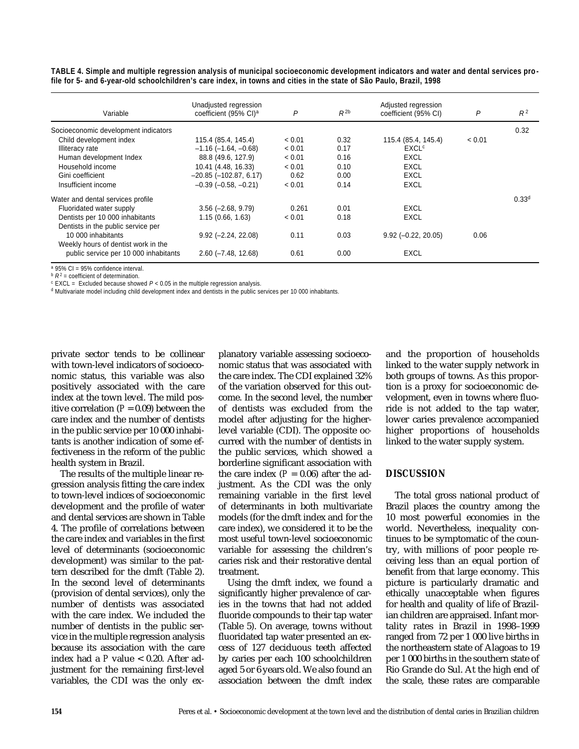**TABLE 4. Simple and multiple regression analysis of municipal socioeconomic development indicators and water and dental services profile for 5- and 6-year-old schoolchildren's care index, in towns and cities in the state of São Paulo, Brazil, 1998**

| Variable | Unadjusted regression coefficient (95% CI)[a] | $P$ | $R^{2b}$ | Adjusted regression coefficient (95% CI) | $P$ | $R^2$ |
|---|---|---|---|---|---|---|
| Socioeconomic development indicators | | | | | | 0.32 |
| Child development index | 115.4 (85.4, 145.4) | < 0.01 | 0.32 | 115.4 (85.4, 145.4) | < 0.01 | |
| Illiteracy rate | –1.16 (–1.64, –0.68) | < 0.01 | 0.17 | EXCL[c] | | |
| Human development Index | 88.8 (49.6, 127.9) | < 0.01 | 0.16 | EXCL | | |
| Household income | 10.41 (4.48, 16.33) | < 0.01 | 0.10 | EXCL | | |
| Gini coefficient | –20.85 (–102.87, 6.17) | 0.62 | 0.00 | EXCL | | |
| Insufficient income | –0.39 (–0.58, –0.21) | < 0.01 | 0.14 | EXCL | | |
| Water and dental services profile | | | | | | 0.33[d] |
| Fluoridated water supply | 3.56 (–2.68, 9.79) | 0.261 | 0.01 | EXCL | | |
| Dentists per 10 000 inhabitants | 1.15 (0.66, 1.63) | < 0.01 | 0.18 | EXCL | | |
| Dentists in the public service per 10 000 inhabitants | 9.92 (–2.24, 22.08) | 0.11 | 0.03 | 9.92 (–0.22, 20.05) | 0.06 | |
| Weekly hours of dentist work in the public service per 10 000 inhabitants | 2.60 (–7.48, 12.68) | 0.61 | 0.00 | EXCL | | |

[a] 95% CI = 95% confidence interval.
[b] $R^2$ = coefficient of determination.
[c] EXCL = Excluded because showed $P$ < 0.05 in the multiple regression analysis.
[d] Multivariate model including child development index and dentists in the public services per 10 000 inhabitants.

private sector tends to be collinear with town-level indicators of socioeconomic status, this variable was also positively associated with the care index at the town level. The mild positive correlation ($P = 0.09$) between the care index and the number of dentists in the public service per 10 000 inhabitants is another indication of some effectiveness in the reform of the public health system in Brazil.

The results of the multiple linear regression analysis fitting the care index to town-level indices of socioeconomic development and the profile of water and dental services are shown in Table 4. The profile of correlations between the care index and variables in the first level of determinants (socioeconomic development) was similar to the pattern described for the dmft (Table 2). In the second level of determinants (provision of dental services), only the number of dentists was associated with the care index. We included the number of dentists in the public service in the multiple regression analysis because its association with the care index had a $P$ value < 0.20. After adjustment for the remaining first-level variables, the CDI was the only explanatory variable assessing socioeconomic status that was associated with the care index. The CDI explained 32% of the variation observed for this outcome. In the second level, the number of dentists was excluded from the model after adjusting for the higher-level variable (CDI). The opposite occurred with the number of dentists in the public services, which showed a borderline significant association with the care index ($P = 0.06$) after the adjustment. As the CDI was the only remaining variable in the first level of determinants in both multivariate models (for the dmft index and for the care index), we considered it to be the most useful town-level socioeconomic variable for assessing the children's caries risk and their restorative dental treatment.

Using the dmft index, we found a significantly higher prevalence of caries in the towns that had not added fluoride compounds to their tap water (Table 5). On average, towns without fluoridated tap water presented an excess of 127 deciduous teeth affected by caries per each 100 schoolchildren aged 5 or 6 years old. We also found an association between the dmft index and the proportion of households linked to the water supply network in both groups of towns. As this proportion is a proxy for socioeconomic development, even in towns where fluoride is not added to the tap water, lower caries prevalence accompanied higher proportions of households linked to the water supply system.

## DISCUSSION

The total gross national product of Brazil places the country among the 10 most powerful economies in the world. Nevertheless, inequality continues to be symptomatic of the country, with millions of poor people receiving less than an equal portion of benefit from that large economy. This picture is particularly dramatic and ethically unacceptable when figures for health and quality of life of Brazilian children are appraised. Infant mortality rates in Brazil in 1998–1999 ranged from 72 per 1 000 live births in the northeastern state of Alagoas to 19 per 1 000 births in the southern state of Rio Grande do Sul. At the high end of the scale, these rates are comparable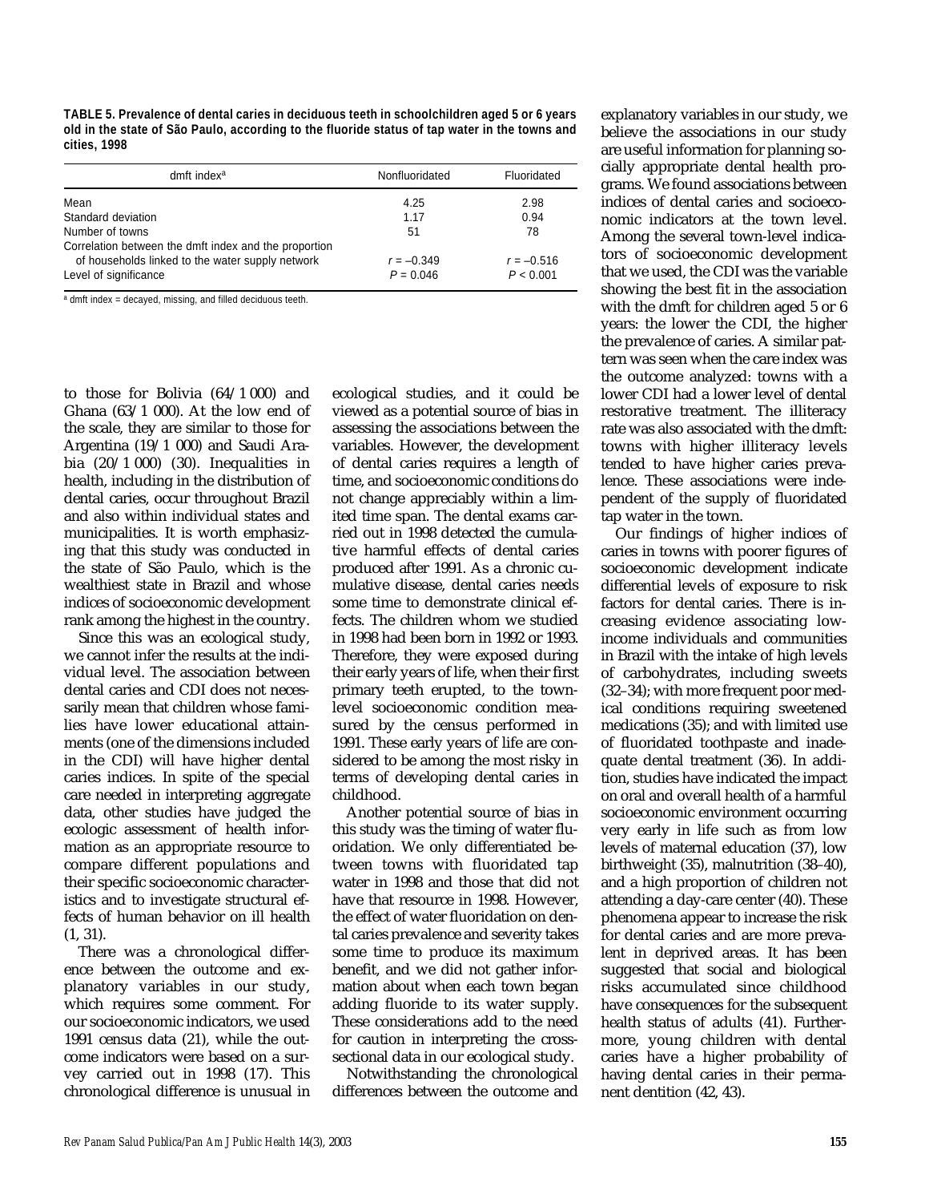**TABLE 5. Prevalence of dental caries in deciduous teeth in schoolchildren aged 5 or 6 years old in the state of São Paulo, according to the fluoride status of tap water in the towns and cities, 1998**

| dmft index[a] | Nonfluoridated | Fluoridated |
|---|---|---|
| Mean | 4.25 | 2.98 |
| Standard deviation | 1.17 | 0.94 |
| Number of towns | 51 | 78 |
| Correlation between the dmft index and the proportion of households linked to the water supply network | $r = -0.349$ | $r = -0.516$ |
| Level of significance | $P = 0.046$ | $P < 0.001$ |

[a] dmft index = decayed, missing, and filled deciduous teeth.

to those for Bolivia (64/1 000) and Ghana (63/1 000). At the low end of the scale, they are similar to those for Argentina (19/1 000) and Saudi Arabia (20/1 000) (30). Inequalities in health, including in the distribution of dental caries, occur throughout Brazil and also within individual states and municipalities. It is worth emphasizing that this study was conducted in the state of São Paulo, which is the wealthiest state in Brazil and whose indices of socioeconomic development rank among the highest in the country.

Since this was an ecological study, we cannot infer the results at the individual level. The association between dental caries and CDI does not necessarily mean that children whose families have lower educational attainments (one of the dimensions included in the CDI) will have higher dental caries indices. In spite of the special care needed in interpreting aggregate data, other studies have judged the ecologic assessment of health information as an appropriate resource to compare different populations and their specific socioeconomic characteristics and to investigate structural effects of human behavior on ill health (1, 31).

There was a chronological difference between the outcome and explanatory variables in our study, which requires some comment. For our socioeconomic indicators, we used 1991 census data (21), while the outcome indicators were based on a survey carried out in 1998 (17). This chronological difference is unusual in ecological studies, and it could be viewed as a potential source of bias in assessing the associations between the variables. However, the development of dental caries requires a length of time, and socioeconomic conditions do not change appreciably within a limited time span. The dental exams carried out in 1998 detected the cumulative harmful effects of dental caries produced after 1991. As a chronic cumulative disease, dental caries needs some time to demonstrate clinical effects. The children whom we studied in 1998 had been born in 1992 or 1993. Therefore, they were exposed during their early years of life, when their first primary teeth erupted, to the town-level socioeconomic condition measured by the census performed in 1991. These early years of life are considered to be among the most risky in terms of developing dental caries in childhood.

Another potential source of bias in this study was the timing of water fluoridation. We only differentiated between towns with fluoridated tap water in 1998 and those that did not have that resource in 1998. However, the effect of water fluoridation on dental caries prevalence and severity takes some time to produce its maximum benefit, and we did not gather information about when each town began adding fluoride to its water supply. These considerations add to the need for caution in interpreting the cross-sectional data in our ecological study.

Notwithstanding the chronological differences between the outcome and explanatory variables in our study, we believe the associations in our study are useful information for planning socially appropriate dental health programs. We found associations between indices of dental caries and socioeconomic indicators at the town level. Among the several town-level indicators of socioeconomic development that we used, the CDI was the variable showing the best fit in the association with the dmft for children aged 5 or 6 years: the lower the CDI, the higher the prevalence of caries. A similar pattern was seen when the care index was the outcome analyzed: towns with a lower CDI had a lower level of dental restorative treatment. The illiteracy rate was also associated with the dmft: towns with higher illiteracy levels tended to have higher caries prevalence. These associations were independent of the supply of fluoridated tap water in the town.

Our findings of higher indices of caries in towns with poorer figures of socioeconomic development indicate differential levels of exposure to risk factors for dental caries. There is increasing evidence associating low-income individuals and communities in Brazil with the intake of high levels of carbohydrates, including sweets (32–34); with more frequent poor medical conditions requiring sweetened medications (35); and with limited use of fluoridated toothpaste and inadequate dental treatment (36). In addition, studies have indicated the impact on oral and overall health of a harmful socioeconomic environment occurring very early in life such as from low levels of maternal education (37), low birthweight (35), malnutrition (38–40), and a high proportion of children not attending a day-care center (40). These phenomena appear to increase the risk for dental caries and are more prevalent in deprived areas. It has been suggested that social and biological risks accumulated since childhood have consequences for the subsequent health status of adults (41). Furthermore, young children with dental caries have a higher probability of having dental caries in their permanent dentition (42, 43).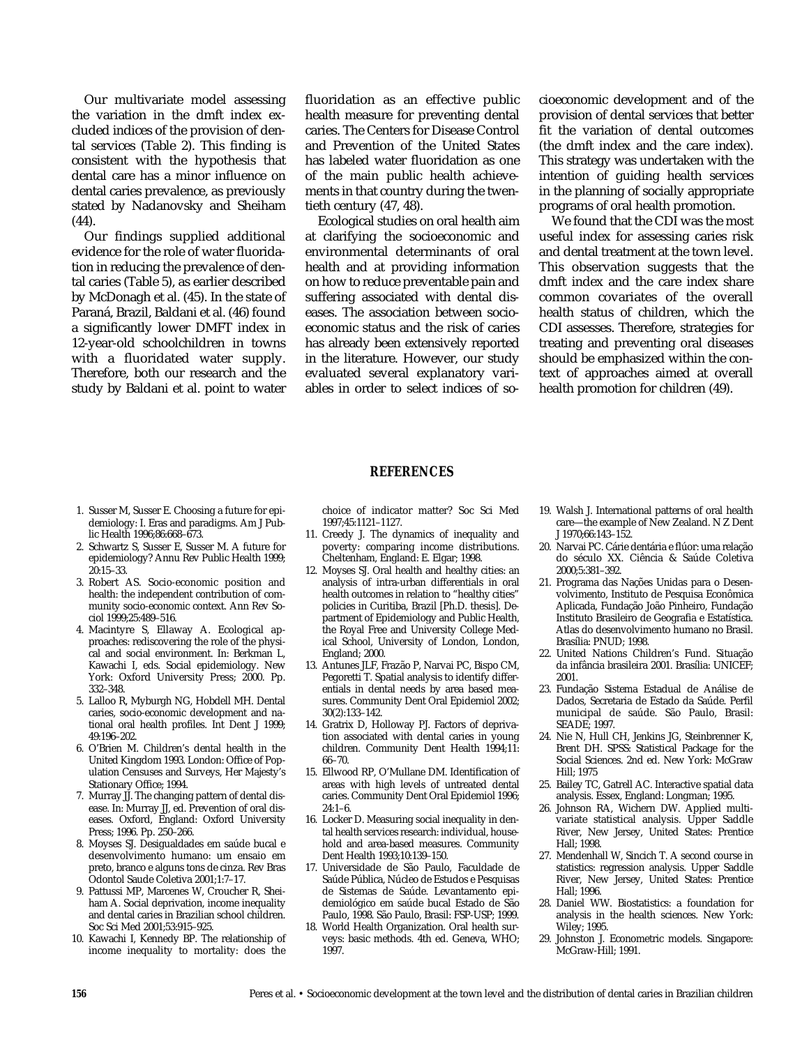Our multivariate model assessing the variation in the dmft index excluded indices of the provision of dental services (Table 2). This finding is consistent with the hypothesis that dental care has a minor influence on dental caries prevalence, as previously stated by Nadanovsky and Sheiham (44).

Our findings supplied additional evidence for the role of water fluoridation in reducing the prevalence of dental caries (Table 5), as earlier described by McDonagh et al. (45). In the state of Paraná, Brazil, Baldani et al. (46) found a significantly lower DMFT index in 12-year-old schoolchildren in towns with a fluoridated water supply. Therefore, both our research and the study by Baldani et al. point to water fluoridation as an effective public health measure for preventing dental caries. The Centers for Disease Control and Prevention of the United States has labeled water fluoridation as one of the main public health achievements in that country during the twentieth century (47, 48).

Ecological studies on oral health aim at clarifying the socioeconomic and environmental determinants of oral health and at providing information on how to reduce preventable pain and suffering associated with dental diseases. The association between socioeconomic status and the risk of caries has already been extensively reported in the literature. However, our study evaluated several explanatory variables in order to select indices of socioeconomic development and of the provision of dental services that better fit the variation of dental outcomes (the dmft index and the care index). This strategy was undertaken with the intention of guiding health services in the planning of socially appropriate programs of oral health promotion.

We found that the CDI was the most useful index for assessing caries risk and dental treatment at the town level. This observation suggests that the dmft index and the care index share common covariates of the overall health status of children, which the CDI assesses. Therefore, strategies for treating and preventing oral diseases should be emphasized within the context of approaches aimed at overall health promotion for children (49).

## REFERENCES

1. Susser M, Susser E. Choosing a future for epidemiology: I. Eras and paradigms. Am J Public Health 1996;86:668–673.
2. Schwartz S, Susser E, Susser M. A future for epidemiology? Annu Rev Public Health 1999; 20:15–33.
3. Robert AS. Socio-economic position and health: the independent contribution of community socio-economic context. Ann Rev Sociol 1999;25:489–516.
4. Macintyre S, Ellaway A. Ecological approaches: rediscovering the role of the physical and social environment. In: Berkman L, Kawachi I, eds. Social epidemiology. New York: Oxford University Press; 2000. Pp. 332–348.
5. Lalloo R, Myburgh NG, Hobdell MH. Dental caries, socio-economic development and national oral health profiles. Int Dent J 1999; 49:196–202.
6. O'Brien M. Children's dental health in the United Kingdom 1993. London: Office of Population Censuses and Surveys, Her Majesty's Stationary Office; 1994.
7. Murray JJ. The changing pattern of dental disease. In: Murray JJ, ed. Prevention of oral diseases. Oxford, England: Oxford University Press; 1996. Pp. 250–266.
8. Moyses SJ. Desigualdades em saúde bucal e desenvolvimento humano: um ensaio em preto, branco e alguns tons de cinza. Rev Bras Odontol Saude Coletiva 2001;1:7–17.
9. Pattussi MP, Marcenes W, Croucher R, Sheiham A. Social deprivation, income inequality and dental caries in Brazilian school children. Soc Sci Med 2001;53:915–925.
10. Kawachi I, Kennedy BP. The relationship of income inequality to mortality: does the choice of indicator matter? Soc Sci Med 1997;45:1121–1127.
11. Creedy J. The dynamics of inequality and poverty: comparing income distributions. Cheltenham, England: E. Elgar; 1998.
12. Moyses SJ. Oral health and healthy cities: an analysis of intra-urban differentials in oral health outcomes in relation to "healthy cities" policies in Curitiba, Brazil [Ph.D. thesis]. Department of Epidemiology and Public Health, the Royal Free and University College Medical School, University of London, London, England; 2000.
13. Antunes JLF, Frazão P, Narvai PC, Bispo CM, Pegoretti T. Spatial analysis to identify differentials in dental needs by area based measures. Community Dent Oral Epidemiol 2002; 30(2):133–142.
14. Gratrix D, Holloway PJ. Factors of deprivation associated with dental caries in young children. Community Dent Health 1994;11: 66–70.
15. Ellwood RP, O'Mullane DM. Identification of areas with high levels of untreated dental caries. Community Dent Oral Epidemiol 1996; 24:1–6.
16. Locker D. Measuring social inequality in dental health services research: individual, household and area-based measures. Community Dent Health 1993;10:139–150.
17. Universidade de São Paulo, Faculdade de Saúde Pública, Núcleo de Estudos e Pesquisas de Sistemas de Saúde. Levantamento epidemiológico em saúde bucal Estado de São Paulo, 1998. São Paulo, Brasil: FSP-USP; 1999.
18. World Health Organization. Oral health surveys: basic methods. 4th ed. Geneva, WHO; 1997.
19. Walsh J. International patterns of oral health care—the example of New Zealand. N Z Dent J 1970;66:143–152.
20. Narvai PC. Cárie dentária e flúor: uma relação do século XX. Ciência & Saúde Coletiva 2000;5:381–392.
21. Programa das Nações Unidas para o Desenvolvimento, Instituto de Pesquisa Econômica Aplicada, Fundação João Pinheiro, Fundação Instituto Brasileiro de Geografia e Estatística. Atlas do desenvolvimento humano no Brasil. Brasília: PNUD; 1998.
22. United Nations Children's Fund. Situação da infância brasileira 2001. Brasília: UNICEF; 2001.
23. Fundação Sistema Estadual de Análise de Dados, Secretaria de Estado da Saúde. Perfil municipal de saúde. São Paulo, Brasil: SEADE; 1997.
24. Nie N, Hull CH, Jenkins JG, Steinbrenner K, Brent DH. SPSS: Statistical Package for the Social Sciences. 2nd ed. New York: McGraw Hill; 1975
25. Bailey TC, Gatrell AC. Interactive spatial data analysis. Essex, England: Longman; 1995.
26. Johnson RA, Wichern DW. Applied multivariate statistical analysis. Upper Saddle River, New Jersey, United States: Prentice Hall; 1998.
27. Mendenhall W, Sincich T. A second course in statistics: regression analysis. Upper Saddle River, New Jersey, United States: Prentice Hall; 1996.
28. Daniel WW. Biostatistics: a foundation for analysis in the health sciences. New York: Wiley; 1995.
29. Johnston J. Econometric models. Singapore: McGraw-Hill; 1991.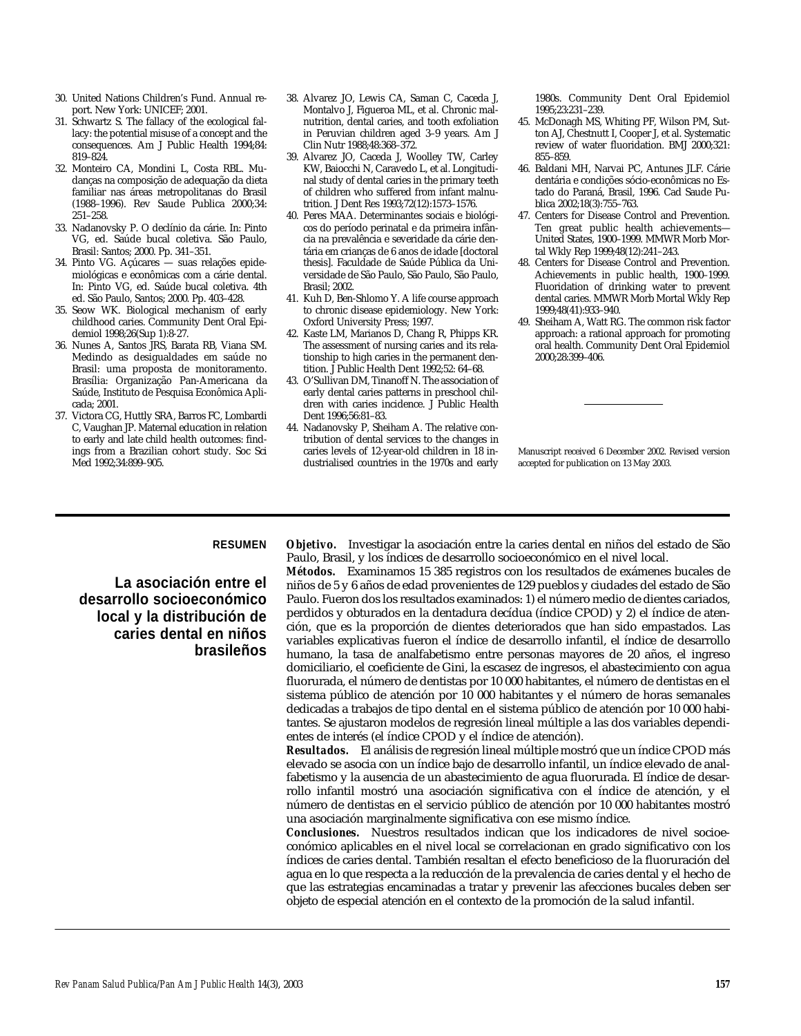30. United Nations Children's Fund. Annual report. New York: UNICEF; 2001.
31. Schwartz S. The fallacy of the ecological fallacy: the potential misuse of a concept and the consequences. Am J Public Health 1994;84: 819–824.
32. Monteiro CA, Mondini L, Costa RBL. Mudanças na composição de adequação da dieta familiar nas áreas metropolitanas do Brasil (1988–1996). Rev Saude Publica 2000;34: 251–258.
33. Nadanovsky P. O declínio da cárie. In: Pinto VG, ed. Saúde bucal coletiva. São Paulo, Brasil: Santos; 2000. Pp. 341–351.
34. Pinto VG. Açúcares — suas relações epidemiológicas e econômicas com a cárie dental. In: Pinto VG, ed. Saúde bucal coletiva. 4th ed. São Paulo, Santos; 2000. Pp. 403–428.
35. Seow WK. Biological mechanism of early childhood caries. Community Dent Oral Epidemiol 1998;26(Sup 1):8-27.
36. Nunes A, Santos JRS, Barata RB, Viana SM. Medindo as desigualdades em saúde no Brasil: uma proposta de monitoramento. Brasília: Organização Pan-Americana da Saúde, Instituto de Pesquisa Econômica Aplicada; 2001.
37. Victora CG, Huttly SRA, Barros FC, Lombardi C, Vaughan JP. Maternal education in relation to early and late child health outcomes: findings from a Brazilian cohort study. Soc Sci Med 1992;34:899–905.
38. Alvarez JO, Lewis CA, Saman C, Caceda J, Montalvo J, Figueroa ML, et al. Chronic malnutrition, dental caries, and tooth exfoliation in Peruvian children aged 3–9 years. Am J Clin Nutr 1988;48:368–372.
39. Alvarez JO, Caceda J, Woolley TW, Carley KW, Baiocchi N, Caravedo L, et al. Longitudinal study of dental caries in the primary teeth of children who suffered from infant malnutrition. J Dent Res 1993;72(12):1573–1576.
40. Peres MAA. Determinantes sociais e biológicos do período perinatal e da primeira infância na prevalência e severidade da cárie dentária em crianças de 6 anos de idade [doctoral thesis]. Faculdade de Saúde Pública da Universidade de São Paulo, São Paulo, São Paulo, Brasil; 2002.
41. Kuh D, Ben-Shlomo Y. A life course approach to chronic disease epidemiology. New York: Oxford University Press; 1997.
42. Kaste LM, Marianos D, Chang R, Phipps KR. The assessment of nursing caries and its relationship to high caries in the permanent dentition. J Public Health Dent 1992;52: 64–68.
43. O'Sullivan DM, Tinanoff N. The association of early dental caries patterns in preschool children with caries incidence. J Public Health Dent 1996;56:81–83.
44. Nadanovsky P, Sheiham A. The relative contribution of dental services to the changes in caries levels of 12-year-old children in 18 industrialised countries in the 1970s and early 1980s. Community Dent Oral Epidemiol 1995;23:231–239.
45. McDonagh MS, Whiting PF, Wilson PM, Sutton AJ, Chestnutt I, Cooper J, et al. Systematic review of water fluoridation. BMJ 2000;321: 855–859.
46. Baldani MH, Narvai PC, Antunes JLF. Cárie dentária e condições sócio-econômicas no Estado do Paraná, Brasil, 1996. Cad Saude Publica 2002;18(3):755–763.
47. Centers for Disease Control and Prevention. Ten great public health achievements—United States, 1900–1999. MMWR Morb Mortal Wkly Rep 1999;48(12):241–243.
48. Centers for Disease Control and Prevention. Achievements in public health, 1900–1999. Fluoridation of drinking water to prevent dental caries. MMWR Morb Mortal Wkly Rep 1999;48(41):933–940.
49. Sheiham A, Watt RG. The common risk factor approach: a rational approach for promoting oral health. Community Dent Oral Epidemiol 2000;28:399–406.

Manuscript received 6 December 2002. Revised version accepted for publication on 13 May 2003.

---

## RESUMEN

## La asociación entre el desarrollo socioeconómico local y la distribución de caries dental en niños brasileños

***Objetivo.*** Investigar la asociación entre la caries dental en niños del estado de São Paulo, Brasil, y los índices de desarrollo socioeconómico en el nivel local.

***Métodos.*** Examinamos 15 385 registros con los resultados de exámenes bucales de niños de 5 y 6 años de edad provenientes de 129 pueblos y ciudades del estado de São Paulo. Fueron dos los resultados examinados: 1) el número medio de dientes cariados, perdidos y obturados en la dentadura decídua (índice CPOD) y 2) el índice de atención, que es la proporción de dientes deteriorados que han sido empastados. Las variables explicativas fueron el índice de desarrollo infantil, el índice de desarrollo humano, la tasa de analfabetismo entre personas mayores de 20 años, el ingreso domiciliario, el coeficiente de Gini, la escasez de ingresos, el abastecimiento con agua fluorurada, el número de dentistas por 10 000 habitantes, el número de dentistas en el sistema público de atención por 10 000 habitantes y el número de horas semanales dedicadas a trabajos de tipo dental en el sistema público de atención por 10 000 habitantes. Se ajustaron modelos de regresión lineal múltiple a las dos variables dependientes de interés (el índice CPOD y el índice de atención).

***Resultados.*** El análisis de regresión lineal múltiple mostró que un índice CPOD más elevado se asocia con un índice bajo de desarrollo infantil, un índice elevado de analfabetismo y la ausencia de un abastecimiento de agua fluorurada. El índice de desarrollo infantil mostró una asociación significativa con el índice de atención, y el número de dentistas en el servicio público de atención por 10 000 habitantes mostró una asociación marginalmente significativa con ese mismo índice.

***Conclusiones.*** Nuestros resultados indican que los indicadores de nivel socioeconómico aplicables en el nivel local se correlacionan en grado significativo con los índices de caries dental. También resaltan el efecto beneficioso de la fluoruración del agua en lo que respecta a la reducción de la prevalencia de caries dental y el hecho de que las estrategias encaminadas a tratar y prevenir las afecciones bucales deben ser objeto de especial atención en el contexto de la promoción de la salud infantil.